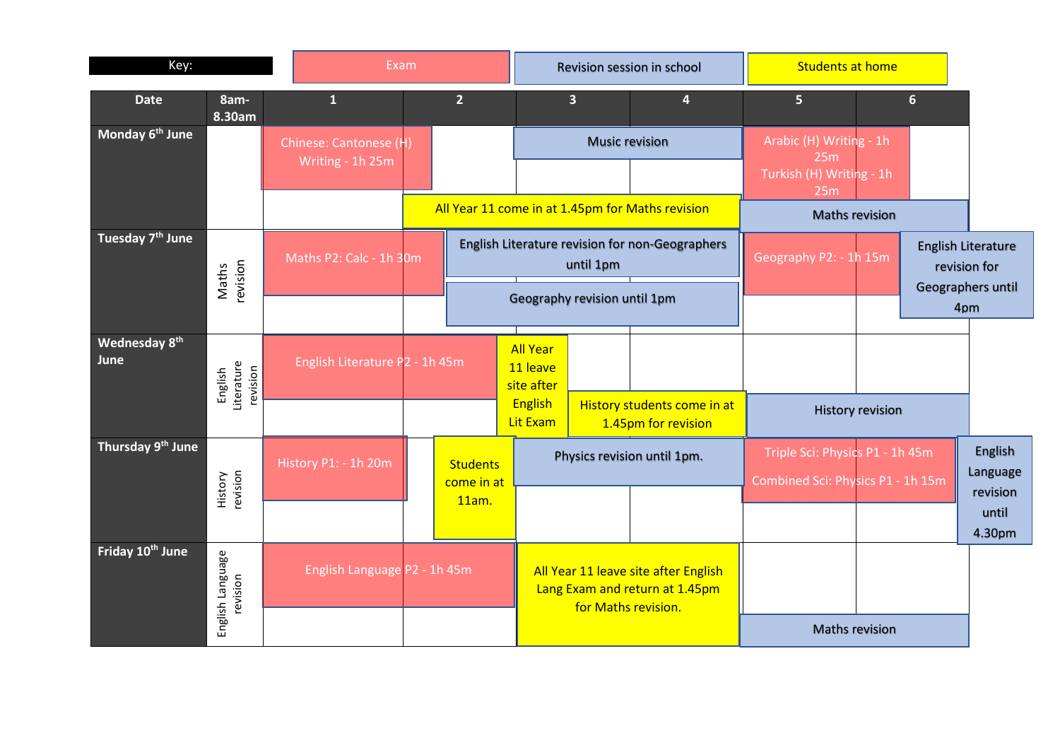Key:

| Exam | Revision session in school | Students at home |
|---|---|---|

| Date | 8am-8.30am | 1 | 2 | 3 | 4 | 5 | 6 |
|---|---|---|---|---|---|---|---|
| Monday 6th June | | Chinese: Cantonese (H) Writing - 1h 25m | | Music revision | | Arabic (H) Writing - 1h 25m<br>Turkish (H) Writing - 1h 25m | |
| | | | All Year 11 come in at 1.45pm for Maths revision | | | Maths revision | |
| Tuesday 7th June | Maths revision | Maths P2: Calc - 1h 30m | | English Literature revision for non-Geographers until 1pm | | Geography P2: - 1h 15m | English Literature revision for Geographers until 4pm |
| | | | | Geography revision until 1pm | | | |
| Wednesday 8th June | English Literature revision | English Literature P2 - 1h 45m | | All Year 11 leave site after English Lit Exam | | | |
| | | | | History students come in at 1.45pm for revision | | History revision | |
| Thursday 9th June | History revision | History P1: - 1h 20m | Students come in at 11am. | Physics revision until 1pm. | | Triple Sci: Physics P1 - 1h 45m<br>Combined Sci: Physics P1 - 1h 15m | English Language revision until 4.30pm |
| Friday 10th June | English Language revision | English Language P2 - 1h 45m | | All Year 11 leave site after English Lang Exam and return at 1.45pm for Maths revision. | | | |
| | | | | | | Maths revision | |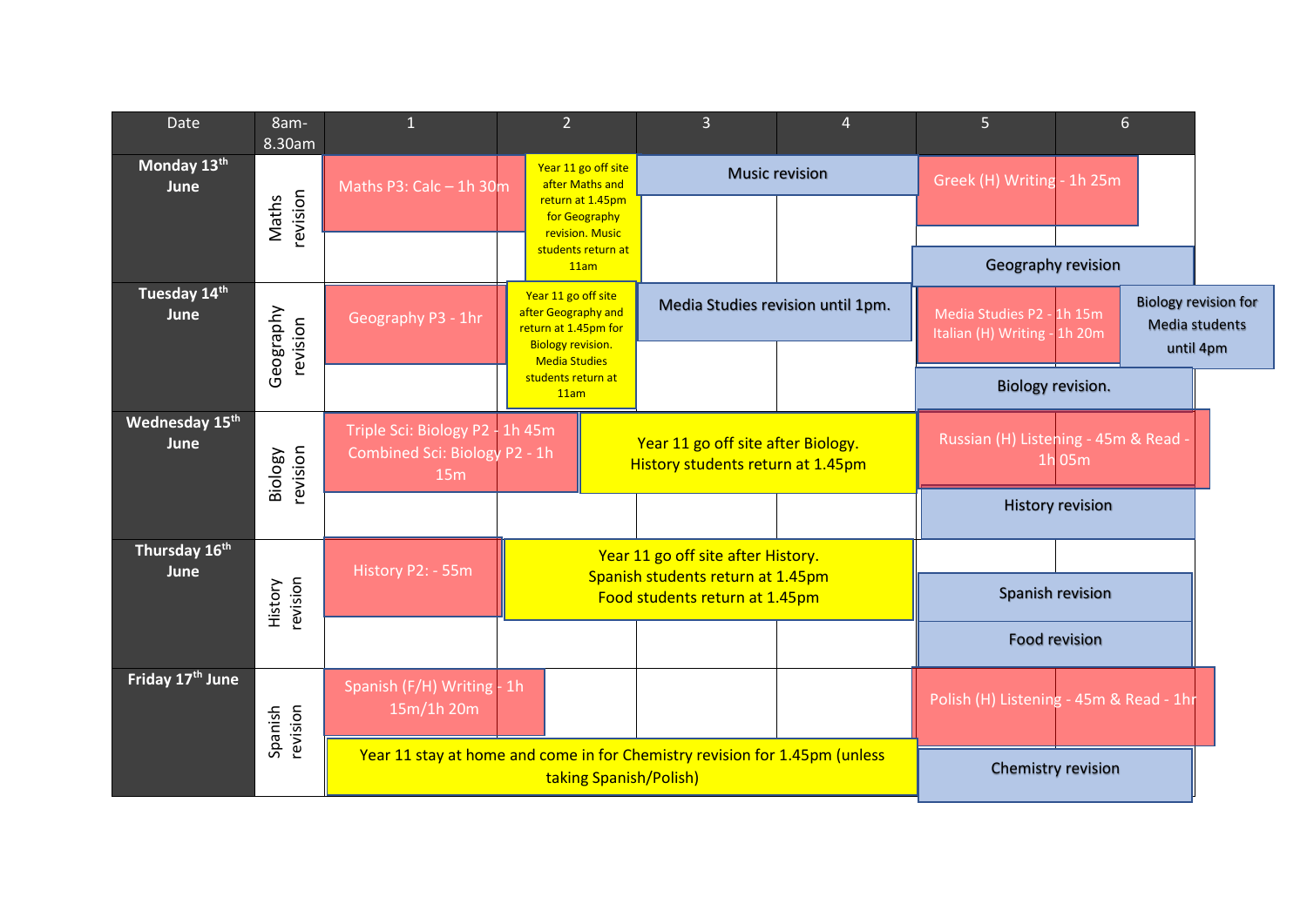| Date | 8am-8.30am | 1 | 2 | 3 | 4 | 5 | 6 |
|---|---|---|---|---|---|---|---|
| **Monday 13th June** | Maths revision | Maths P3: Calc – 1h 30m | Year 11 go off site after Maths and return at 1.45pm for Geography revision. Music students return at 11am | Music revision | | Greek (H) Writing - 1h 25m<br>Geography revision | |
| **Tuesday 14th June** | Geography revision | Geography P3 - 1hr | Year 11 go off site after Geography and return at 1.45pm for Biology revision. Media Studies students return at 11am | Media Studies revision until 1pm. | | Media Studies P2 - 1h 15m<br>Italian (H) Writing - 1h 20m<br>Biology revision. | Biology revision for Media students until 4pm |
| **Wednesday 15th June** | Biology revision | Triple Sci: Biology P2 - 1h 45m<br>Combined Sci: Biology P2 - 1h 15m | Year 11 go off site after Biology. History students return at 1.45pm | | | Russian (H) Listening - 45m & Read - 1h 05m<br>History revision | |
| **Thursday 16th June** | History revision | History P2: - 55m | Year 11 go off site after History. Spanish students return at 1.45pm Food students return at 1.45pm | | | Spanish revision<br>Food revision | |
| **Friday 17th June** | Spanish revision | Spanish (F/H) Writing - 1h 15m/1h 20m<br>Year 11 stay at home and come in for Chemistry revision for 1.45pm (unless taking Spanish/Polish) | | | | Polish (H) Listening - 45m & Read - 1hr<br>Chemistry revision | |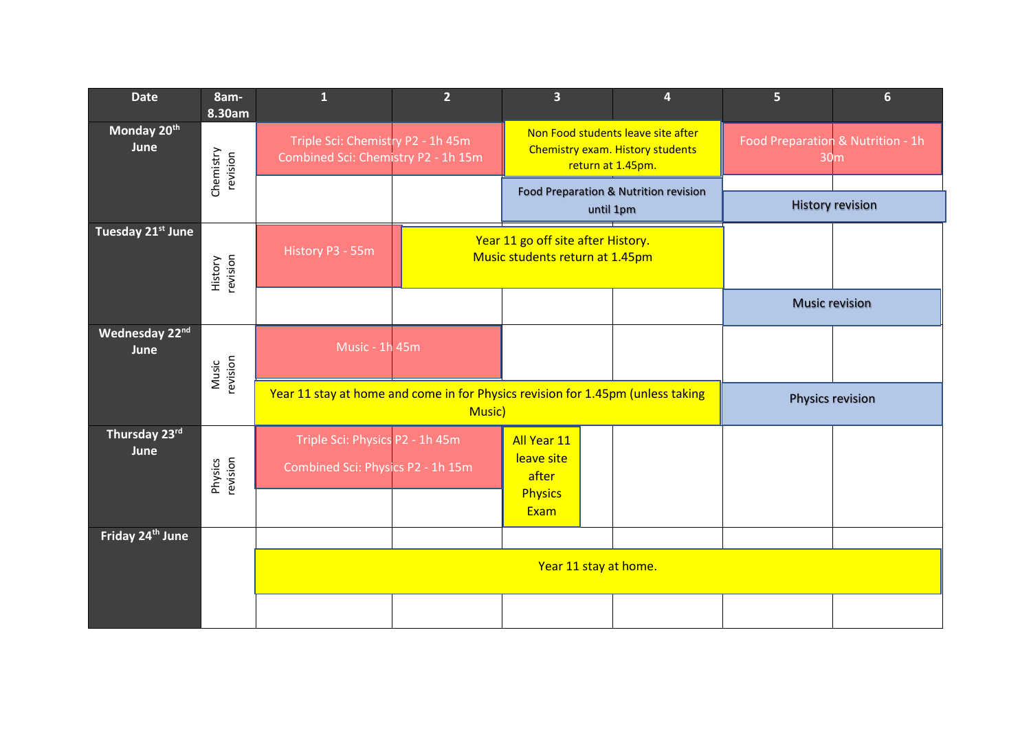| Date | 8am-8.30am | 1 | 2 | 3 | 4 | 5 | 6 |
|---|---|---|---|---|---|---|---|
| Monday 20th June | Chemistry revision | Triple Sci: Chemistry P2 - 1h 45m<br>Combined Sci: Chemistry P2 - 1h 15m | | Non Food students leave site after Chemistry exam. History students return at 1.45pm.<br>Food Preparation & Nutrition revision until 1pm | | Food Preparation & Nutrition - 1h 30m<br>History revision | |
| Tuesday 21st June | History revision | History P3 - 55m | Year 11 go off site after History. Music students return at 1.45pm | | | Music revision | |
| Wednesday 22nd June | Music revision | Music - 1h 45m<br>Year 11 stay at home and come in for Physics revision for 1.45pm (unless taking Music) | | | | Physics revision | |
| Thursday 23rd June | Physics revision | Triple Sci: Physics P2 - 1h 45m<br>Combined Sci: Physics P2 - 1h 15m | | All Year 11 leave site after Physics Exam | | | |
| Friday 24th June | | Year 11 stay at home. | | | | | |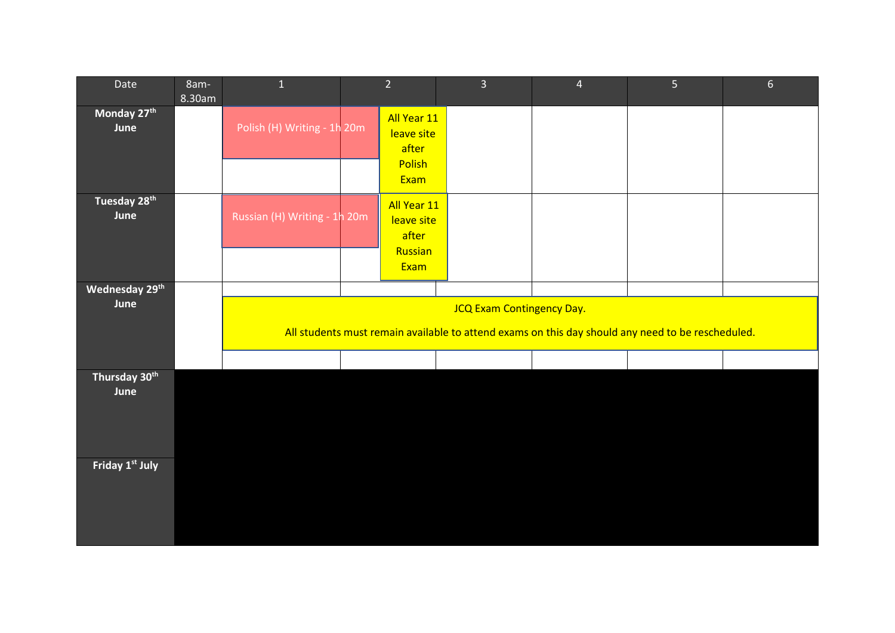| Date | 8am-8.30am | 1 | 2 | 3 | 4 | 5 | 6 |
|---|---|---|---|---|---|---|---|
| Monday 27th June | | Polish (H) Writing - 1h 20m | All Year 11 leave site after Polish Exam | | | | |
| Tuesday 28th June | | Russian (H) Writing - 1h 20m | All Year 11 leave site after Russian Exam | | | | |
| Wednesday 29th June | | JCQ Exam Contingency Day. All students must remain available to attend exams on this day should any need to be rescheduled. | | | | | |
| Thursday 30th June | | | | | | | |
| Friday 1st July | | | | | | | |